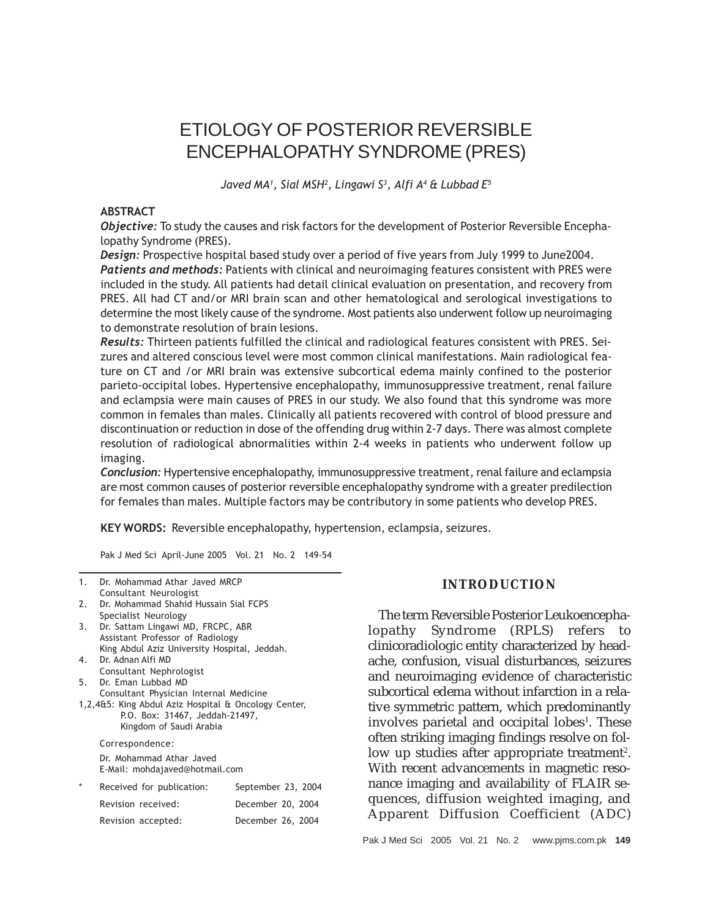# ETIOLOGY OF POSTERIOR REVERSIBLE ENCEPHALOPATHY SYNDROME (PRES)

*Javed MA[1], Sial MSH[2], Lingawi S[3], Alfi A[4] & Lubbad E[5]*

## ABSTRACT

***Objective:*** To study the causes and risk factors for the development of Posterior Reversible Encephalopathy Syndrome (PRES).

***Design:*** Prospective hospital based study over a period of five years from July 1999 to June2004.

***Patients and methods:*** Patients with clinical and neuroimaging features consistent with PRES were included in the study. All patients had detail clinical evaluation on presentation, and recovery from PRES. All had CT and/or MRI brain scan and other hematological and serological investigations to determine the most likely cause of the syndrome. Most patients also underwent follow up neuroimaging to demonstrate resolution of brain lesions.

***Results:*** Thirteen patients fulfilled the clinical and radiological features consistent with PRES. Seizures and altered conscious level were most common clinical manifestations. Main radiological feature on CT and /or MRI brain was extensive subcortical edema mainly confined to the posterior parieto-occipital lobes. Hypertensive encephalopathy, immunosuppressive treatment, renal failure and eclampsia were main causes of PRES in our study. We also found that this syndrome was more common in females than males. Clinically all patients recovered with control of blood pressure and discontinuation or reduction in dose of the offending drug within 2-7 days. There was almost complete resolution of radiological abnormalities within 2-4 weeks in patients who underwent follow up imaging.

***Conclusion:*** Hypertensive encephalopathy, immunosuppressive treatment, renal failure and eclampsia are most common causes of posterior reversible encephalopathy syndrome with a greater predilection for females than males. Multiple factors may be contributory in some patients who develop PRES.

**KEY WORDS:** Reversible encephalopathy, hypertension, eclampsia, seizures.

Pak J Med Sci April-June 2005 Vol. 21 No. 2 149-54

1. Dr. Mohammad Athar Javed MRCP
   Consultant Neurologist
2. Dr. Mohammad Shahid Hussain Sial FCPS
   Specialist Neurology
3. Dr. Sattam Lingawi MD, FRCPC, ABR
   Assistant Professor of Radiology
   King Abdul Aziz University Hospital, Jeddah.
4. Dr. Adnan Alfi MD
   Consultant Nephrologist
5. Dr. Eman Lubbad MD
   Consultant Physician Internal Medicine

1,2,4&5: King Abdul Aziz Hospital & Oncology Center, P.O. Box: 31467, Jeddah-21497, Kingdom of Saudi Arabia

Correspondence:

Dr. Mohammad Athar Javed
E-Mail: mohdajaved@hotmail.com

| * Received for publication: | September 23, 2004 |
|---|---|
| Revision received: | December 20, 2004 |
| Revision accepted: | December 26, 2004 |

## INTRODUCTION

The term Reversible Posterior Leukoencephalopathy Syndrome (RPLS) refers to clinicoradiologic entity characterized by headache, confusion, visual disturbances, seizures and neuroimaging evidence of characteristic subcortical edema without infarction in a relative symmetric pattern, which predominantly involves parietal and occipital lobes[1]. These often striking imaging findings resolve on follow up studies after appropriate treatment[2]. With recent advancements in magnetic resonance imaging and availability of FLAIR sequences, diffusion weighted imaging, and Apparent Diffusion Coefficient (ADC)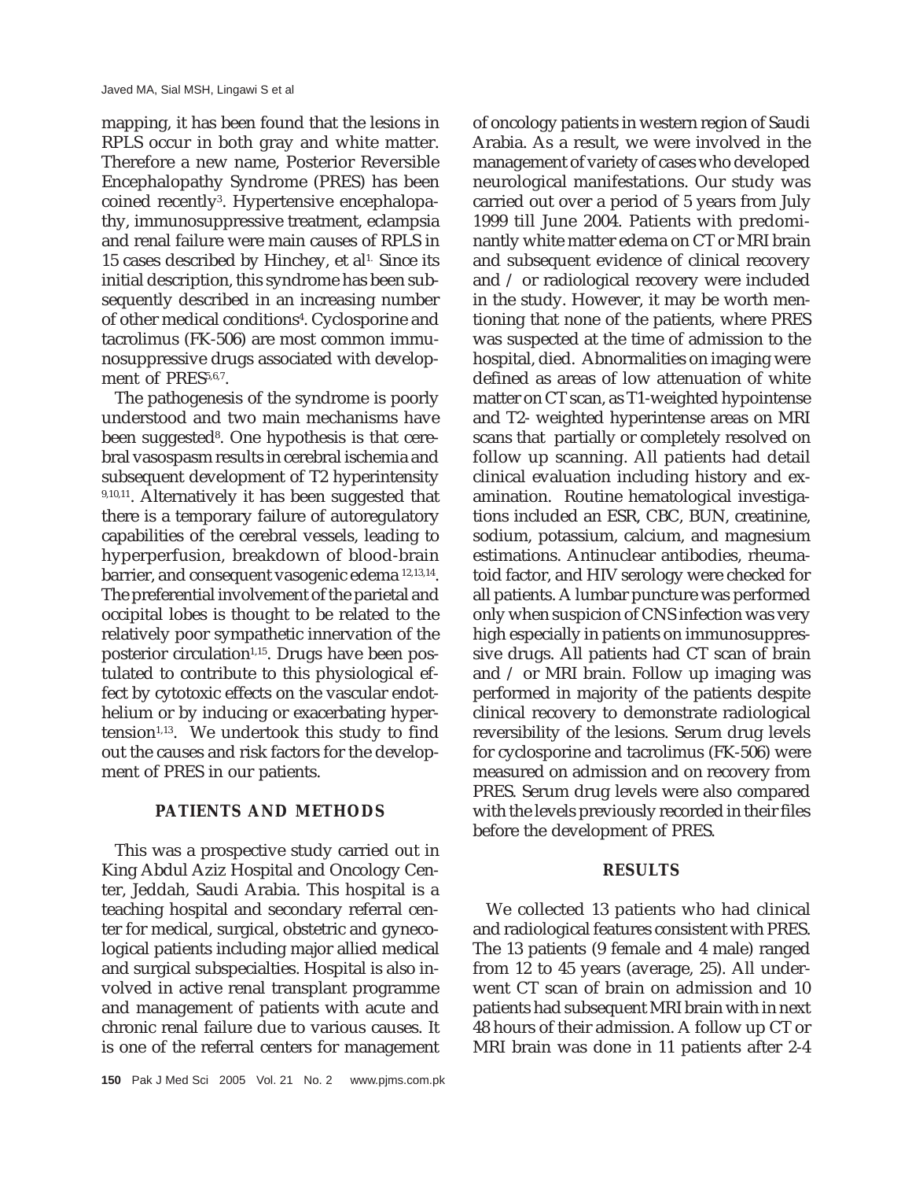mapping, it has been found that the lesions in RPLS occur in both gray and white matter. Therefore a new name, Posterior Reversible Encephalopathy Syndrome (PRES) has been coined recently[3]. Hypertensive encephalopathy, immunosuppressive treatment, eclampsia and renal failure were main causes of RPLS in 15 cases described by Hinchey, et al[1]. Since its initial description, this syndrome has been subsequently described in an increasing number of other medical conditions[4]. Cyclosporine and tacrolimus (FK-506) are most common immunosuppressive drugs associated with development of PRES[5,6,7].

The pathogenesis of the syndrome is poorly understood and two main mechanisms have been suggested[8]. One hypothesis is that cerebral vasospasm results in cerebral ischemia and subsequent development of T2 hyperintensity [9,10,11]. Alternatively it has been suggested that there is a temporary failure of autoregulatory capabilities of the cerebral vessels, leading to hyperperfusion, breakdown of blood-brain barrier, and consequent vasogenic edema [12,13,14]. The preferential involvement of the parietal and occipital lobes is thought to be related to the relatively poor sympathetic innervation of the posterior circulation[1,15]. Drugs have been postulated to contribute to this physiological effect by cytotoxic effects on the vascular endothelium or by inducing or exacerbating hypertension[1,13]. We undertook this study to find out the causes and risk factors for the development of PRES in our patients.

## PATIENTS AND METHODS

This was a prospective study carried out in King Abdul Aziz Hospital and Oncology Center, Jeddah, Saudi Arabia. This hospital is a teaching hospital and secondary referral center for medical, surgical, obstetric and gynecological patients including major allied medical and surgical subspecialties. Hospital is also involved in active renal transplant programme and management of patients with acute and chronic renal failure due to various causes. It is one of the referral centers for management of oncology patients in western region of Saudi Arabia. As a result, we were involved in the management of variety of cases who developed neurological manifestations. Our study was carried out over a period of 5 years from July 1999 till June 2004. Patients with predominantly white matter edema on CT or MRI brain and subsequent evidence of clinical recovery and / or radiological recovery were included in the study. However, it may be worth mentioning that none of the patients, where PRES was suspected at the time of admission to the hospital, died. Abnormalities on imaging were defined as areas of low attenuation of white matter on CT scan, as T1-weighted hypointense and T2- weighted hyperintense areas on MRI scans that partially or completely resolved on follow up scanning. All patients had detail clinical evaluation including history and examination. Routine hematological investigations included an ESR, CBC, BUN, creatinine, sodium, potassium, calcium, and magnesium estimations. Antinuclear antibodies, rheumatoid factor, and HIV serology were checked for all patients. A lumbar puncture was performed only when suspicion of CNS infection was very high especially in patients on immunosuppressive drugs. All patients had CT scan of brain and / or MRI brain. Follow up imaging was performed in majority of the patients despite clinical recovery to demonstrate radiological reversibility of the lesions. Serum drug levels for cyclosporine and tacrolimus (FK-506) were measured on admission and on recovery from PRES. Serum drug levels were also compared with the levels previously recorded in their files before the development of PRES.

## RESULTS

We collected 13 patients who had clinical and radiological features consistent with PRES. The 13 patients (9 female and 4 male) ranged from 12 to 45 years (average, 25). All underwent CT scan of brain on admission and 10 patients had subsequent MRI brain with in next 48 hours of their admission. A follow up CT or MRI brain was done in 11 patients after 2-4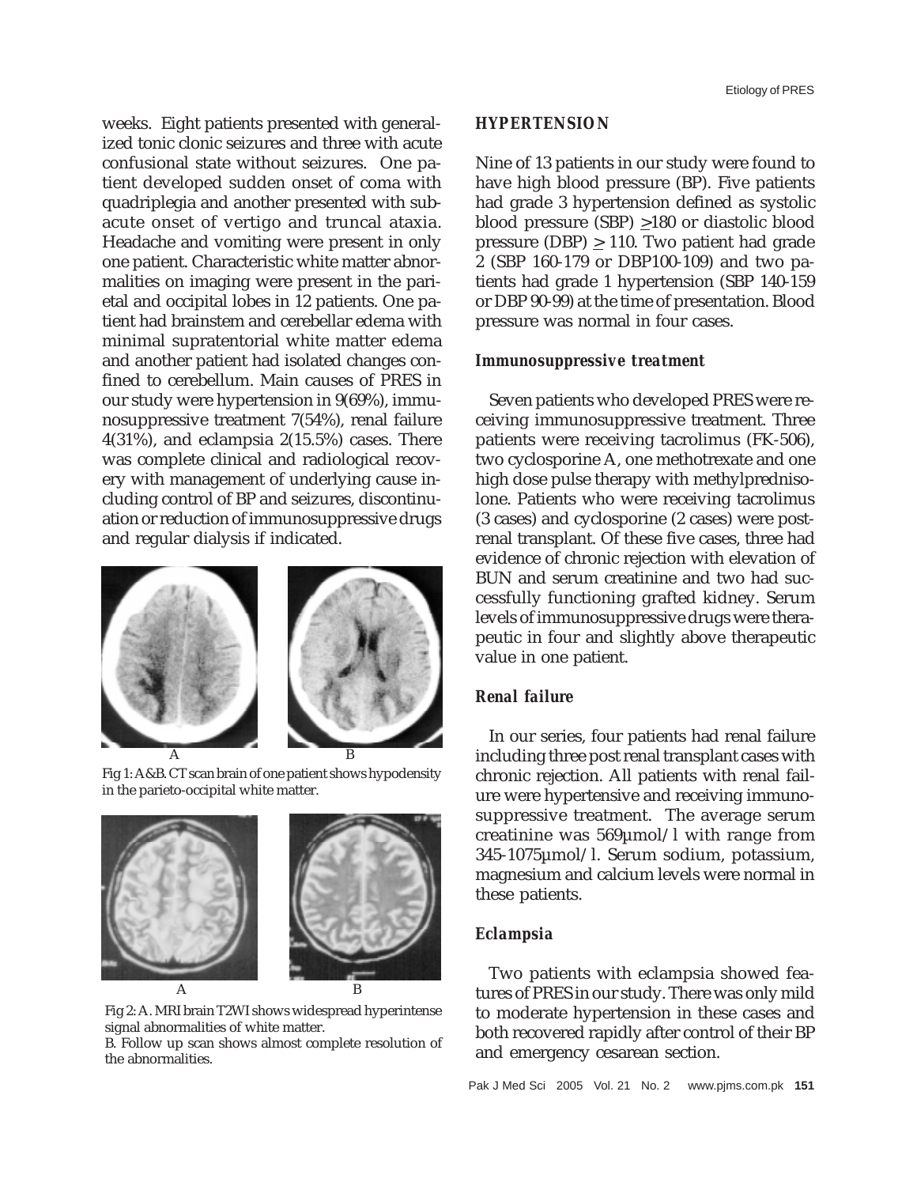weeks. Eight patients presented with generalized tonic clonic seizures and three with acute confusional state without seizures. One patient developed sudden onset of coma with quadriplegia and another presented with subacute onset of vertigo and truncal ataxia. Headache and vomiting were present in only one patient. Characteristic white matter abnormalities on imaging were present in the parietal and occipital lobes in 12 patients. One patient had brainstem and cerebellar edema with minimal supratentorial white matter edema and another patient had isolated changes confined to cerebellum. Main causes of PRES in our study were hypertension in 9(69%), immunosuppressive treatment 7(54%), renal failure 4(31%), and eclampsia 2(15.5%) cases. There was complete clinical and radiological recovery with management of underlying cause including control of BP and seizures, discontinuation or reduction of immunosuppressive drugs and regular dialysis if indicated.

Fig 1: A&B. CT scan brain of one patient shows hypodensity in the parieto-occipital white matter.

Fig 2: A. MRI brain T2WI shows widespread hyperintense signal abnormalities of white matter.
B. Follow up scan shows almost complete resolution of the abnormalities.

### *HYPERTENSION*

Nine of 13 patients in our study were found to have high blood pressure (BP). Five patients had grade 3 hypertension defined as systolic blood pressure (SBP) $\geq$180 or diastolic blood pressure (DBP) $\geq$ 110. Two patient had grade 2 (SBP 160-179 or DBP100-109) and two patients had grade 1 hypertension (SBP 140-159 or DBP 90-99) at the time of presentation. Blood pressure was normal in four cases.

### *Immunosuppressive treatment*

Seven patients who developed PRES were receiving immunosuppressive treatment. Three patients were receiving tacrolimus (FK-506), two cyclosporine A, one methotrexate and one high dose pulse therapy with methylprednisolone. Patients who were receiving tacrolimus (3 cases) and cyclosporine (2 cases) were post-renal transplant. Of these five cases, three had evidence of chronic rejection with elevation of BUN and serum creatinine and two had successfully functioning grafted kidney. Serum levels of immunosuppressive drugs were therapeutic in four and slightly above therapeutic value in one patient.

### *Renal failure*

In our series, four patients had renal failure including three post renal transplant cases with chronic rejection. All patients with renal failure were hypertensive and receiving immunosuppressive treatment. The average serum creatinine was 569µmol/l with range from 345-1075µmol/l. Serum sodium, potassium, magnesium and calcium levels were normal in these patients.

### *Eclampsia*

Two patients with eclampsia showed features of PRES in our study. There was only mild to moderate hypertension in these cases and both recovered rapidly after control of their BP and emergency cesarean section.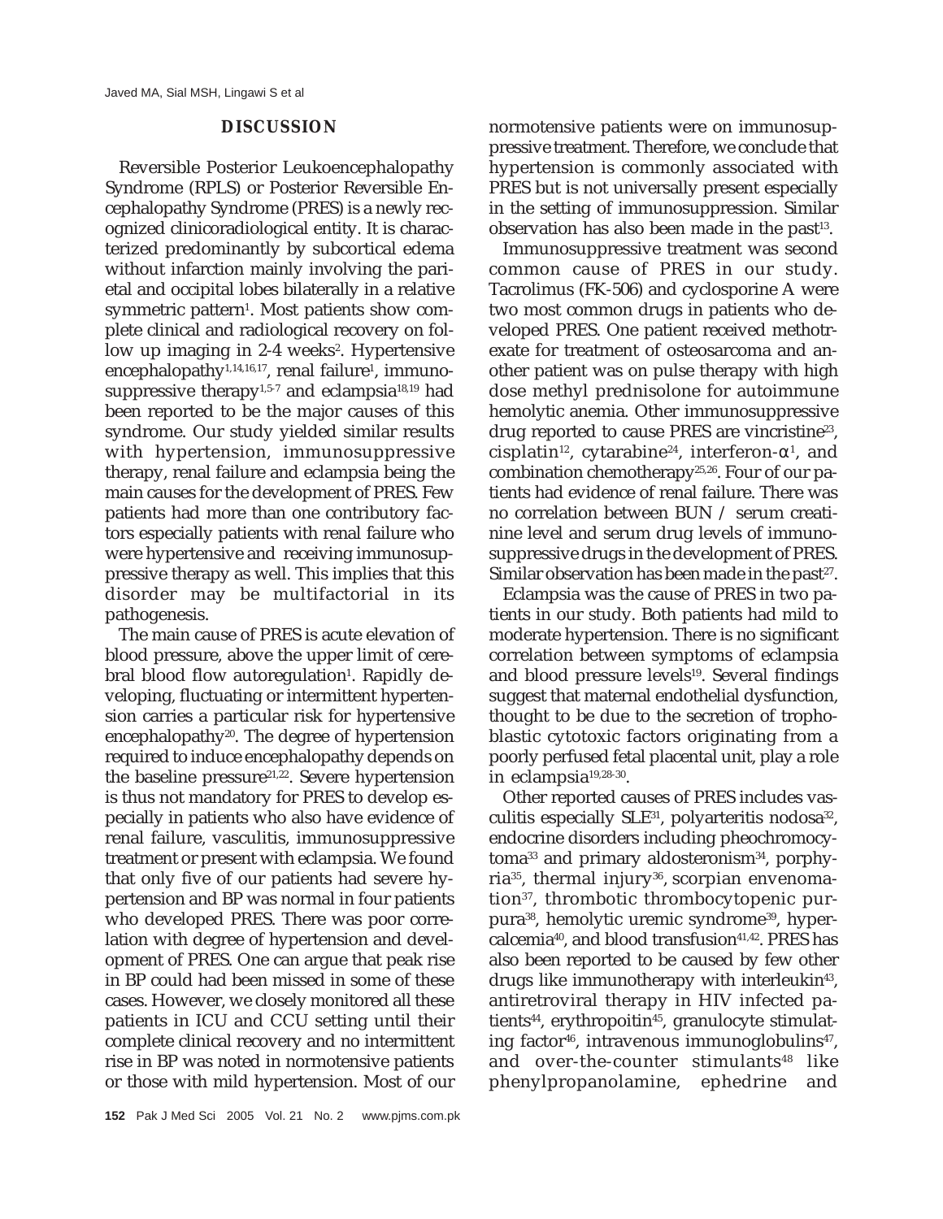## DISCUSSION

Reversible Posterior Leukoencephalopathy Syndrome (RPLS) or Posterior Reversible Encephalopathy Syndrome (PRES) is a newly recognized clinicoradiological entity. It is characterized predominantly by subcortical edema without infarction mainly involving the parietal and occipital lobes bilaterally in a relative symmetric pattern[1]. Most patients show complete clinical and radiological recovery on follow up imaging in 2-4 weeks[2]. Hypertensive encephalopathy[1,14,16,17], renal failure[1], immunosuppressive therapy[1,5-7] and eclampsia[18,19] had been reported to be the major causes of this syndrome. Our study yielded similar results with hypertension, immunosuppressive therapy, renal failure and eclampsia being the main causes for the development of PRES. Few patients had more than one contributory factors especially patients with renal failure who were hypertensive and receiving immunosuppressive therapy as well. This implies that this disorder may be multifactorial in its pathogenesis.

The main cause of PRES is acute elevation of blood pressure, above the upper limit of cerebral blood flow autoregulation[1]. Rapidly developing, fluctuating or intermittent hypertension carries a particular risk for hypertensive encephalopathy[20]. The degree of hypertension required to induce encephalopathy depends on the baseline pressure[21,22]. Severe hypertension is thus not mandatory for PRES to develop especially in patients who also have evidence of renal failure, vasculitis, immunosuppressive treatment or present with eclampsia. We found that only five of our patients had severe hypertension and BP was normal in four patients who developed PRES. There was poor correlation with degree of hypertension and development of PRES. One can argue that peak rise in BP could had been missed in some of these cases. However, we closely monitored all these patients in ICU and CCU setting until their complete clinical recovery and no intermittent rise in BP was noted in normotensive patients or those with mild hypertension. Most of our normotensive patients were on immunosuppressive treatment. Therefore, we conclude that hypertension is commonly associated with PRES but is not universally present especially in the setting of immunosuppression. Similar observation has also been made in the past[13].

Immunosuppressive treatment was second common cause of PRES in our study. Tacrolimus (FK-506) and cyclosporine A were two most common drugs in patients who developed PRES. One patient received methotrexate for treatment of osteosarcoma and another patient was on pulse therapy with high dose methyl prednisolone for autoimmune hemolytic anemia. Other immunosuppressive drug reported to cause PRES are vincristine[23], cisplatin[12], cytarabine[24], interferon-α[1], and combination chemotherapy[25,26]. Four of our patients had evidence of renal failure. There was no correlation between BUN / serum creatinine level and serum drug levels of immunosuppressive drugs in the development of PRES. Similar observation has been made in the past[27].

Eclampsia was the cause of PRES in two patients in our study. Both patients had mild to moderate hypertension. There is no significant correlation between symptoms of eclampsia and blood pressure levels[19]. Several findings suggest that maternal endothelial dysfunction, thought to be due to the secretion of trophoblastic cytotoxic factors originating from a poorly perfused fetal placental unit, play a role in eclampsia[19,28-30].

Other reported causes of PRES includes vasculitis especially SLE[31], polyarteritis nodosa[32], endocrine disorders including pheochromocytoma[33] and primary aldosteronism[34], porphyria[35], thermal injury[36], scorpian envenomation[37], thrombotic thrombocytopenic purpura[38], hemolytic uremic syndrome[39], hypercalcemia[40], and blood transfusion[41,42]. PRES has also been reported to be caused by few other drugs like immunotherapy with interleukin[43], antiretroviral therapy in HIV infected patients[44], erythropoitin[45], granulocyte stimulating factor[46], intravenous immunoglobulins[47], and over-the-counter stimulants[48] like phenylpropanolamine, ephedrine and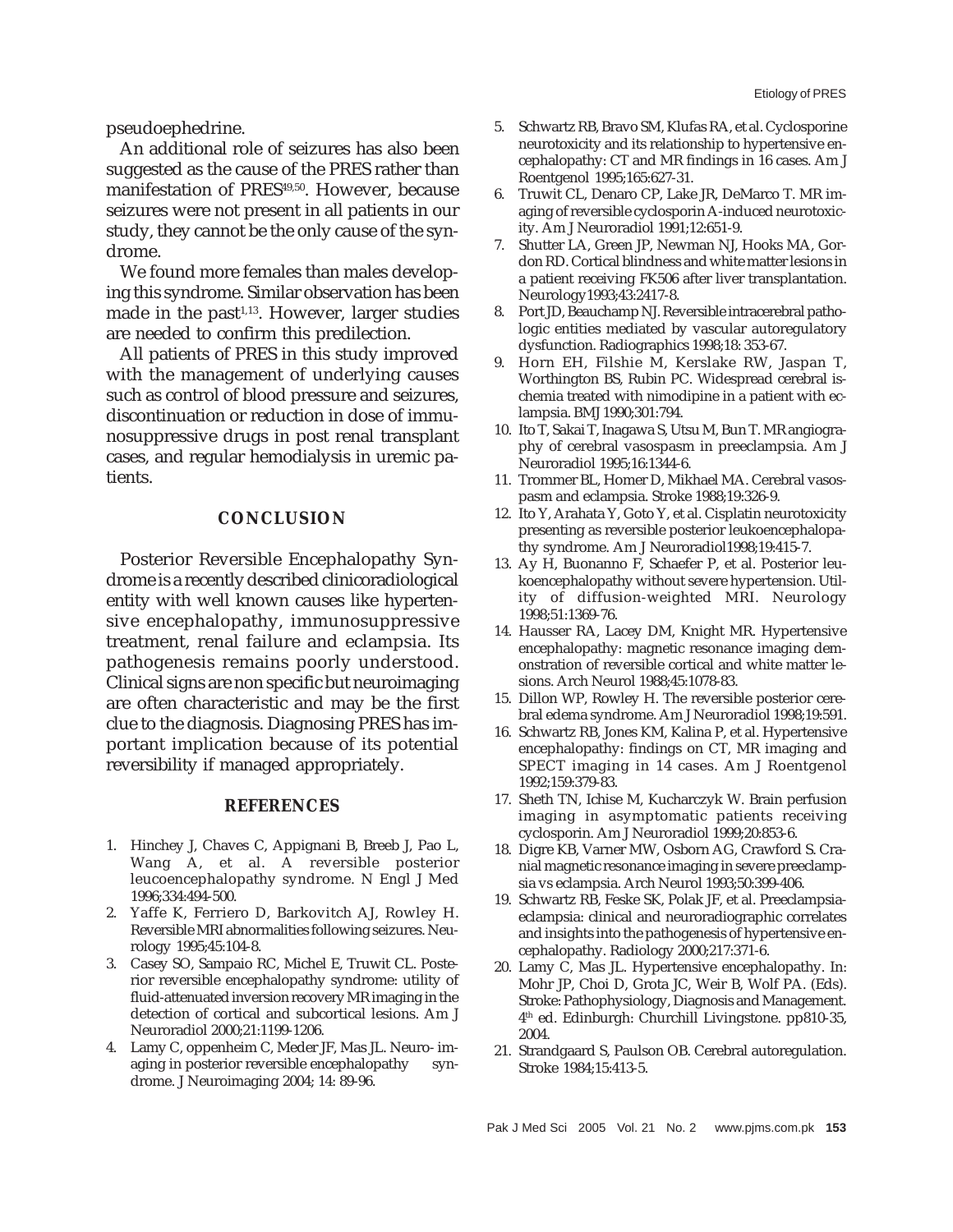pseudoephedrine.

An additional role of seizures has also been suggested as the cause of the PRES rather than manifestation of PRES[49,50]. However, because seizures were not present in all patients in our study, they cannot be the only cause of the syndrome.

We found more females than males developing this syndrome. Similar observation has been made in the past[1,13]. However, larger studies are needed to confirm this predilection.

All patients of PRES in this study improved with the management of underlying causes such as control of blood pressure and seizures, discontinuation or reduction in dose of immunosuppressive drugs in post renal transplant cases, and regular hemodialysis in uremic patients.

## CONCLUSION

Posterior Reversible Encephalopathy Syndrome is a recently described clinicoradiological entity with well known causes like hypertensive encephalopathy, immunosuppressive treatment, renal failure and eclampsia. Its pathogenesis remains poorly understood. Clinical signs are non specific but neuroimaging are often characteristic and may be the first clue to the diagnosis. Diagnosing PRES has important implication because of its potential reversibility if managed appropriately.

## REFERENCES

1. Hinchey J, Chaves C, Appignani B, Breeb J, Pao L, Wang A, et al. A reversible posterior leucoencephalopathy syndrome. N Engl J Med 1996;334:494-500.
2. Yaffe K, Ferriero D, Barkovitch AJ, Rowley H. Reversible MRI abnormalities following seizures. Neurology 1995;45:104-8.
3. Casey SO, Sampaio RC, Michel E, Truwit CL. Posterior reversible encephalopathy syndrome: utility of fluid-attenuated inversion recovery MR imaging in the detection of cortical and subcortical lesions. Am J Neuroradiol 2000;21:1199-1206.
4. Lamy C, oppenheim C, Meder JF, Mas JL. Neuro- imaging in posterior reversible encephalopathy syndrome. J Neuroimaging 2004; 14: 89-96.
5. Schwartz RB, Bravo SM, Klufas RA, et al. Cyclosporine neurotoxicity and its relationship to hypertensive encephalopathy: CT and MR findings in 16 cases. Am J Roentgenol 1995;165:627-31.
6. Truwit CL, Denaro CP, Lake JR, DeMarco T. MR imaging of reversible cyclosporin A-induced neurotoxicity. Am J Neuroradiol 1991;12:651-9.
7. Shutter LA, Green JP, Newman NJ, Hooks MA, Gordon RD. Cortical blindness and white matter lesions in a patient receiving FK506 after liver transplantation. Neurology 1993;43:2417-8.
8. Port JD, Beauchamp NJ. Reversible intracerebral pathologic entities mediated by vascular autoregulatory dysfunction. Radiographics 1998;18: 353-67.
9. Horn EH, Filshie M, Kerslake RW, Jaspan T, Worthington BS, Rubin PC. Widespread cerebral ischemia treated with nimodipine in a patient with eclampsia. BMJ 1990;301:794.
10. Ito T, Sakai T, Inagawa S, Utsu M, Bun T. MR angiography of cerebral vasospasm in preeclampsia. Am J Neuroradiol 1995;16:1344-6.
11. Trommer BL, Homer D, Mikhael MA. Cerebral vasospasm and eclampsia. Stroke 1988;19:326-9.
12. Ito Y, Arahata Y, Goto Y, et al. Cisplatin neurotoxicity presenting as reversible posterior leukoencephalopathy syndrome. Am J Neuroradiol1998;19:415-7.
13. Ay H, Buonanno F, Schaefer P, et al. Posterior leukoencephalopathy without severe hypertension. Utility of diffusion-weighted MRI. Neurology 1998;51:1369-76.
14. Hausser RA, Lacey DM, Knight MR. Hypertensive encephalopathy: magnetic resonance imaging demonstration of reversible cortical and white matter lesions. Arch Neurol 1988;45:1078-83.
15. Dillon WP, Rowley H. The reversible posterior cerebral edema syndrome. Am J Neuroradiol 1998;19:591.
16. Schwartz RB, Jones KM, Kalina P, et al. Hypertensive encephalopathy: findings on CT, MR imaging and SPECT imaging in 14 cases. Am J Roentgenol 1992;159:379-83.
17. Sheth TN, Ichise M, Kucharczyk W. Brain perfusion imaging in asymptomatic patients receiving cyclosporin. Am J Neuroradiol 1999;20:853-6.
18. Digre KB, Varner MW, Osborn AG, Crawford S. Cranial magnetic resonance imaging in severe preeclampsia vs eclampsia. Arch Neurol 1993;50:399-406.
19. Schwartz RB, Feske SK, Polak JF, et al. Preeclampsia-eclampsia: clinical and neuroradiographic correlates and insights into the pathogenesis of hypertensive encephalopathy. Radiology 2000;217:371-6.
20. Lamy C, Mas JL. Hypertensive encephalopathy. In: Mohr JP, Choi D, Grota JC, Weir B, Wolf PA. (Eds). Stroke: Pathophysiology, Diagnosis and Management. 4th ed. Edinburgh: Churchill Livingstone. pp810-35, 2004.
21. Strandgaard S, Paulson OB. Cerebral autoregulation. Stroke 1984;15:413-5.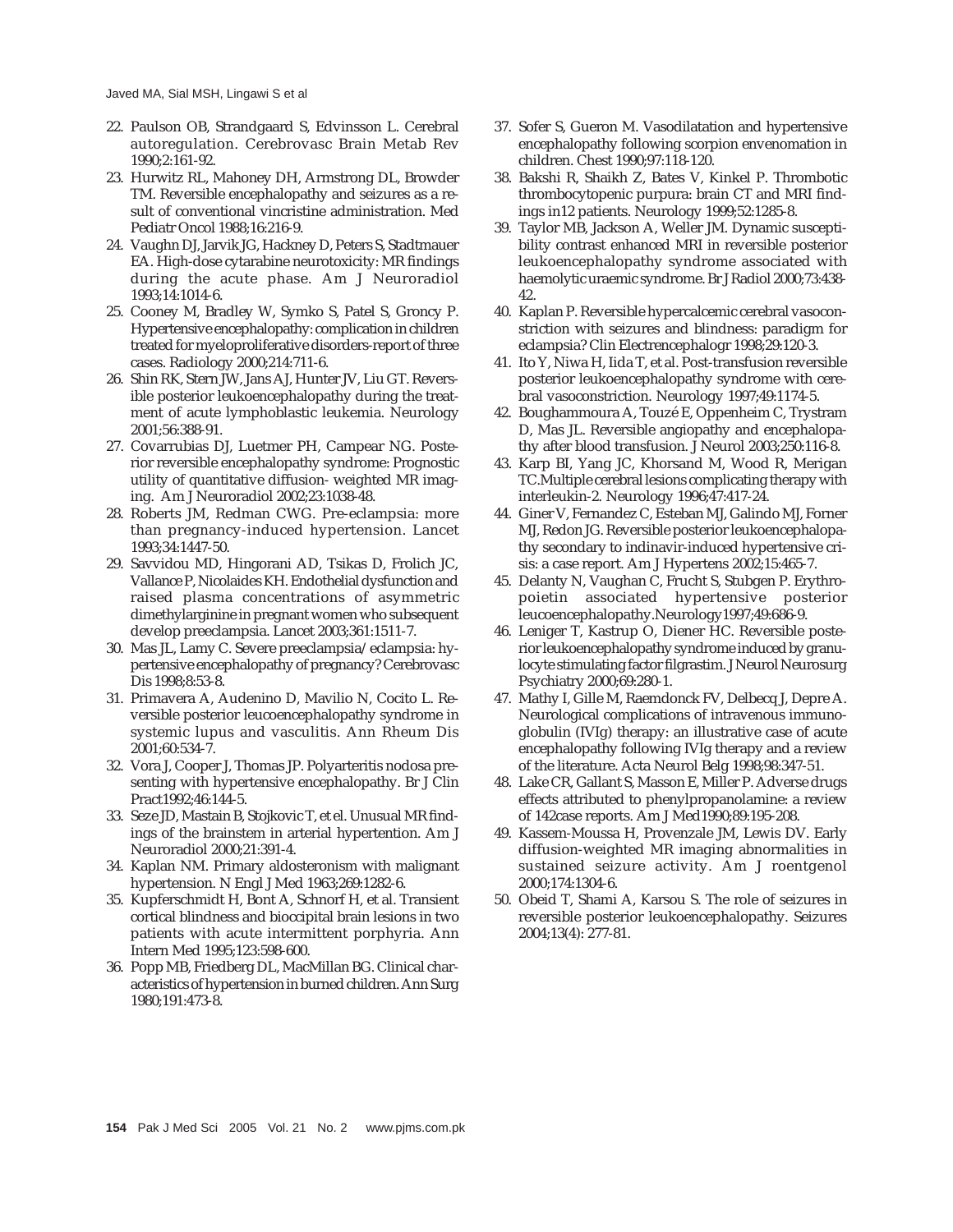22. Paulson OB, Strandgaard S, Edvinsson L. Cerebral autoregulation. Cerebrovasc Brain Metab Rev 1990;2:161-92.
23. Hurwitz RL, Mahoney DH, Armstrong DL, Browder TM. Reversible encephalopathy and seizures as a result of conventional vincristine administration. Med Pediatr Oncol 1988;16:216-9.
24. Vaughn DJ, Jarvik JG, Hackney D, Peters S, Stadtmauer EA. High-dose cytarabine neurotoxicity: MR findings during the acute phase. Am J Neuroradiol 1993;14:1014-6.
25. Cooney M, Bradley W, Symko S, Patel S, Groncy P. Hypertensive encephalopathy: complication in children treated for myeloproliferative disorders-report of three cases. Radiology 2000;214:711-6.
26. Shin RK, Stern JW, Jans AJ, Hunter JV, Liu GT. Reversible posterior leukoencephalopathy during the treatment of acute lymphoblastic leukemia. Neurology 2001;56:388-91.
27. Covarrubias DJ, Luetmer PH, Campear NG. Posterior reversible encephalopathy syndrome: Prognostic utility of quantitative diffusion- weighted MR imaging. Am J Neuroradiol 2002;23:1038-48.
28. Roberts JM, Redman CWG. Pre-eclampsia: more than pregnancy-induced hypertension. Lancet 1993;34:1447-50.
29. Savvidou MD, Hingorani AD, Tsikas D, Frolich JC, Vallance P, Nicolaides KH. Endothelial dysfunction and raised plasma concentrations of asymmetric dimethylarginine in pregnant women who subsequent develop preeclampsia. Lancet 2003;361:1511-7.
30. Mas JL, Lamy C. Severe preeclampsia/eclampsia: hypertensive encephalopathy of pregnancy? Cerebrovasc Dis 1998;8:53-8.
31. Primavera A, Audenino D, Mavilio N, Cocito L. Reversible posterior leucoencephalopathy syndrome in systemic lupus and vasculitis. Ann Rheum Dis 2001;60:534-7.
32. Vora J, Cooper J, Thomas JP. Polyarteritis nodosa presenting with hypertensive encephalopathy. Br J Clin Pract1992;46:144-5.
33. Seze JD, Mastain B, Stojkovic T, et el. Unusual MR findings of the brainstem in arterial hypertention. Am J Neuroradiol 2000;21:391-4.
34. Kaplan NM. Primary aldosteronism with malignant hypertension. N Engl J Med 1963;269:1282-6.
35. Kupferschmidt H, Bont A, Schnorf H, et al. Transient cortical blindness and bioccipital brain lesions in two patients with acute intermittent porphyria. Ann Intern Med 1995;123:598-600.
36. Popp MB, Friedberg DL, MacMillan BG. Clinical characteristics of hypertension in burned children. Ann Surg 1980;191:473-8.
37. Sofer S, Gueron M. Vasodilatation and hypertensive encephalopathy following scorpion envenomation in children. Chest 1990;97:118-120.
38. Bakshi R, Shaikh Z, Bates V, Kinkel P. Thrombotic thrombocytopenic purpura: brain CT and MRI findings in12 patients. Neurology 1999;52:1285-8.
39. Taylor MB, Jackson A, Weller JM. Dynamic susceptibility contrast enhanced MRI in reversible posterior leukoencephalopathy syndrome associated with haemolytic uraemic syndrome. Br J Radiol 2000;73:438-42.
40. Kaplan P. Reversible hypercalcemic cerebral vasoconstriction with seizures and blindness: paradigm for eclampsia? Clin Electrencephalogr 1998;29:120-3.
41. Ito Y, Niwa H, Iida T, et al. Post-transfusion reversible posterior leukoencephalopathy syndrome with cerebral vasoconstriction. Neurology 1997;49:1174-5.
42. Boughammoura A, Touzé E, Oppenheim C, Trystram D, Mas JL. Reversible angiopathy and encephalopathy after blood transfusion. J Neurol 2003;250:116-8.
43. Karp BI, Yang JC, Khorsand M, Wood R, Merigan TC.Multiple cerebral lesions complicating therapy with interleukin-2. Neurology 1996;47:417-24.
44. Giner V, Fernandez C, Esteban MJ, Galindo MJ, Forner MJ, Redon JG. Reversible posterior leukoencephalopathy secondary to indinavir-induced hypertensive crisis: a case report. Am J Hypertens 2002;15:465-7.
45. Delanty N, Vaughan C, Frucht S, Stubgen P. Erythropoietin associated hypertensive posterior leucoencephalopathy.Neurology1997;49:686-9.
46. Leniger T, Kastrup O, Diener HC. Reversible posterior leukoencephalopathy syndrome induced by granulocyte stimulating factor filgrastim. J Neurol Neurosurg Psychiatry 2000;69:280-1.
47. Mathy I, Gille M, Raemdonck FV, Delbecq J, Depre A. Neurological complications of intravenous immunoglobulin (IVIg) therapy: an illustrative case of acute encephalopathy following IVIg therapy and a review of the literature. Acta Neurol Belg 1998;98:347-51.
48. Lake CR, Gallant S, Masson E, Miller P. Adverse drugs effects attributed to phenylpropanolamine: a review of 142case reports. Am J Med1990;89:195-208.
49. Kassem-Moussa H, Provenzale JM, Lewis DV. Early diffusion-weighted MR imaging abnormalities in sustained seizure activity. Am J roentgenol 2000;174:1304-6.
50. Obeid T, Shami A, Karsou S. The role of seizures in reversible posterior leukoencephalopathy. Seizures 2004;13(4): 277-81.